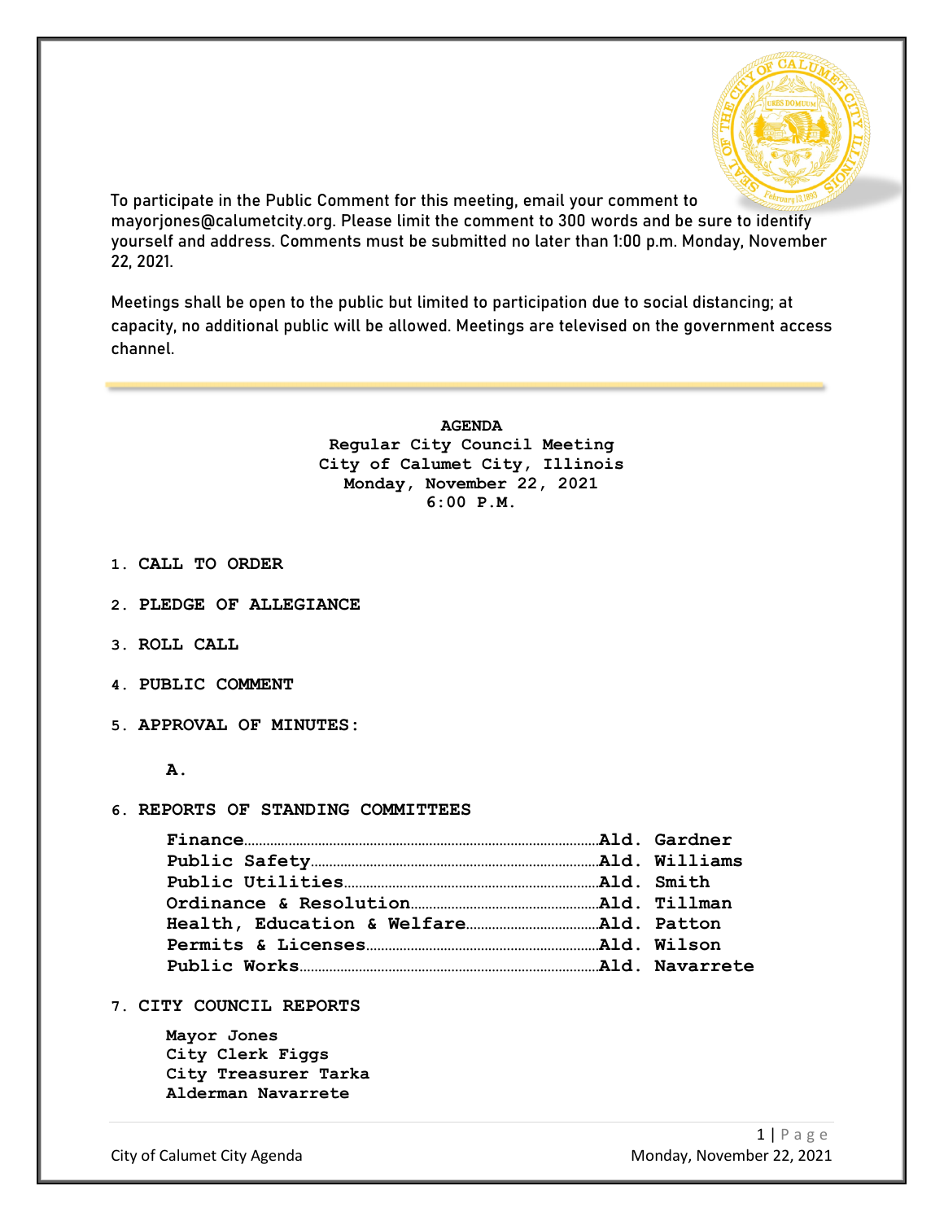To participate in the Public Comment for this meeting, email your comment to mayorjones@calumetcity.org. Please limit the comment to 300 words and be sure to identify yourself and address. Comments must be submitted no later than 1:00 p.m. Monday, November 22, 2021.

Meetings shall be open to the public but limited to participation due to social distancing; at capacity, no additional public will be allowed. Meetings are televised on the government access channel.

---

**AGENDA**
**Regular City Council Meeting**
**City of Calumet City, Illinois**
**Monday, November 22, 2021**
**6:00 P.M.**

1. **CALL TO ORDER**

2. **PLEDGE OF ALLEGIANCE**

3. **ROLL CALL**

4. **PUBLIC COMMENT**

5. **APPROVAL OF MINUTES:**

   **A.**

6. **REPORTS OF STANDING COMMITTEES**

   **Finance**……………………………………………………**Ald. Gardner**
   **Public Safety**………………………………………………**Ald. Williams**
   **Public Utilities**……………………………………………**Ald. Smith**
   **Ordinance & Resolution**…………………………………**Ald. Tillman**
   **Health, Education & Welfare**…………………………**Ald. Patton**
   **Permits & Licenses**………………………………………**Ald. Wilson**
   **Public Works**………………………………………………**Ald. Navarrete**

7. **CITY COUNCIL REPORTS**

   **Mayor Jones**
   **City Clerk Figgs**
   **City Treasurer Tarka**
   **Alderman Navarrete**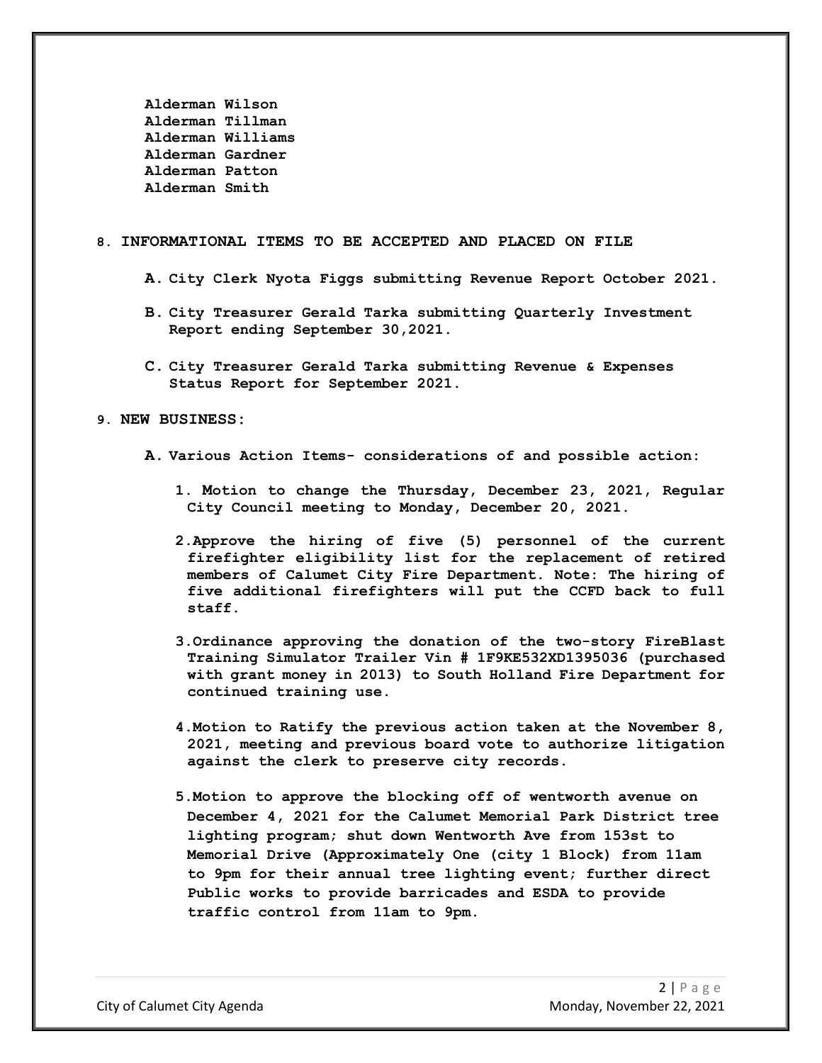**Alderman Wilson**
**Alderman Tillman**
**Alderman Williams**
**Alderman Gardner**
**Alderman Patton**
**Alderman Smith**

## 8. INFORMATIONAL ITEMS TO BE ACCEPTED AND PLACED ON FILE

**A. City Clerk Nyota Figgs submitting Revenue Report October 2021.**

**B. City Treasurer Gerald Tarka submitting Quarterly Investment Report ending September 30,2021.**

**C. City Treasurer Gerald Tarka submitting Revenue & Expenses Status Report for September 2021.**

## 9. NEW BUSINESS:

**A. Various Action Items- considerations of and possible action:**

**1. Motion to change the Thursday, December 23, 2021, Regular City Council meeting to Monday, December 20, 2021.**

**2. Approve the hiring of five (5) personnel of the current firefighter eligibility list for the replacement of retired members of Calumet City Fire Department. Note: The hiring of five additional firefighters will put the CCFD back to full staff.**

**3. Ordinance approving the donation of the two-story FireBlast Training Simulator Trailer Vin # 1F9KE532XD1395036 (purchased with grant money in 2013) to South Holland Fire Department for continued training use.**

**4. Motion to Ratify the previous action taken at the November 8, 2021, meeting and previous board vote to authorize litigation against the clerk to preserve city records.**

**5. Motion to approve the blocking off of wentworth avenue on December 4, 2021 for the Calumet Memorial Park District tree lighting program; shut down Wentworth Ave from 153st to Memorial Drive (Approximately One (city 1 Block) from 11am to 9pm for their annual tree lighting event; further direct Public works to provide barricades and ESDA to provide traffic control from 11am to 9pm.**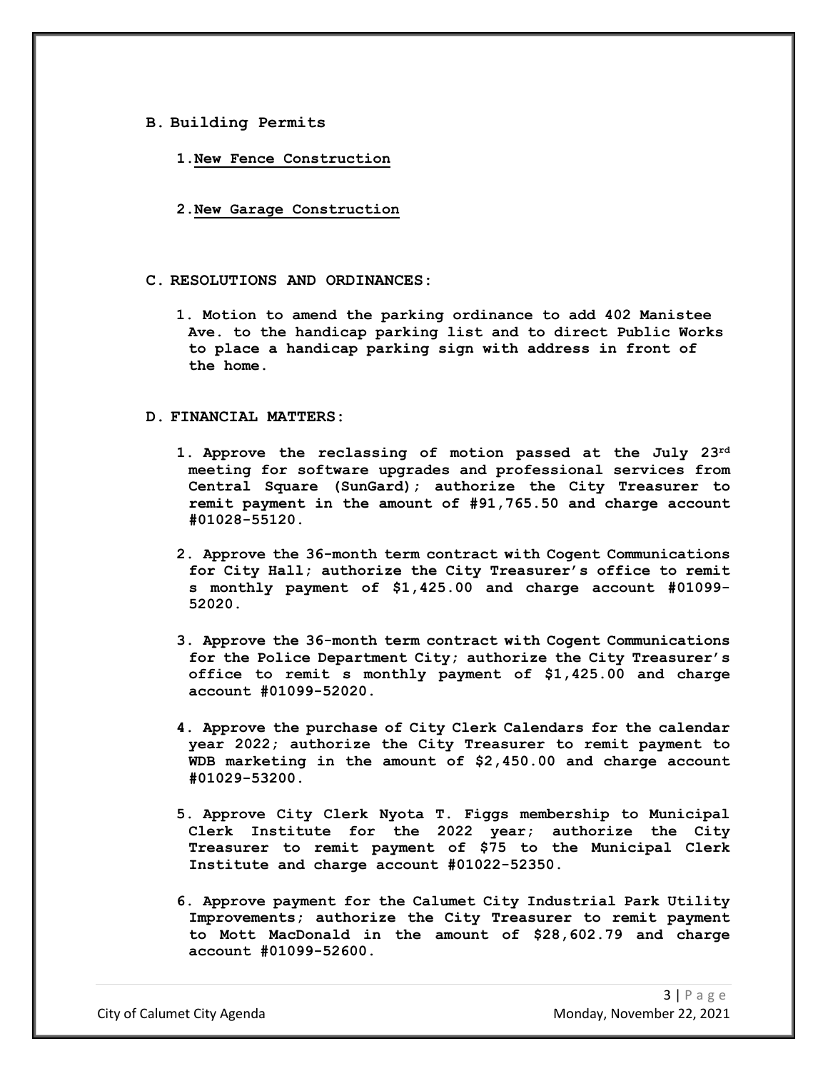## B. Building Permits

1. New Fence Construction

2. New Garage Construction

## C. RESOLUTIONS AND ORDINANCES:

1. Motion to amend the parking ordinance to add 402 Manistee Ave. to the handicap parking list and to direct Public Works to place a handicap parking sign with address in front of the home.

## D. FINANCIAL MATTERS:

1. Approve the reclassing of motion passed at the July 23rd meeting for software upgrades and professional services from Central Square (SunGard); authorize the City Treasurer to remit payment in the amount of #91,765.50 and charge account #01028-55120.

2. Approve the 36-month term contract with Cogent Communications for City Hall; authorize the City Treasurer's office to remit s monthly payment of $1,425.00 and charge account #01099-52020.

3. Approve the 36-month term contract with Cogent Communications for the Police Department City; authorize the City Treasurer's office to remit s monthly payment of $1,425.00 and charge account #01099-52020.

4. Approve the purchase of City Clerk Calendars for the calendar year 2022; authorize the City Treasurer to remit payment to WDB marketing in the amount of $2,450.00 and charge account #01029-53200.

5. Approve City Clerk Nyota T. Figgs membership to Municipal Clerk Institute for the 2022 year; authorize the City Treasurer to remit payment of $75 to the Municipal Clerk Institute and charge account #01022-52350.

6. Approve payment for the Calumet City Industrial Park Utility Improvements; authorize the City Treasurer to remit payment to Mott MacDonald in the amount of $28,602.79 and charge account #01099-52600.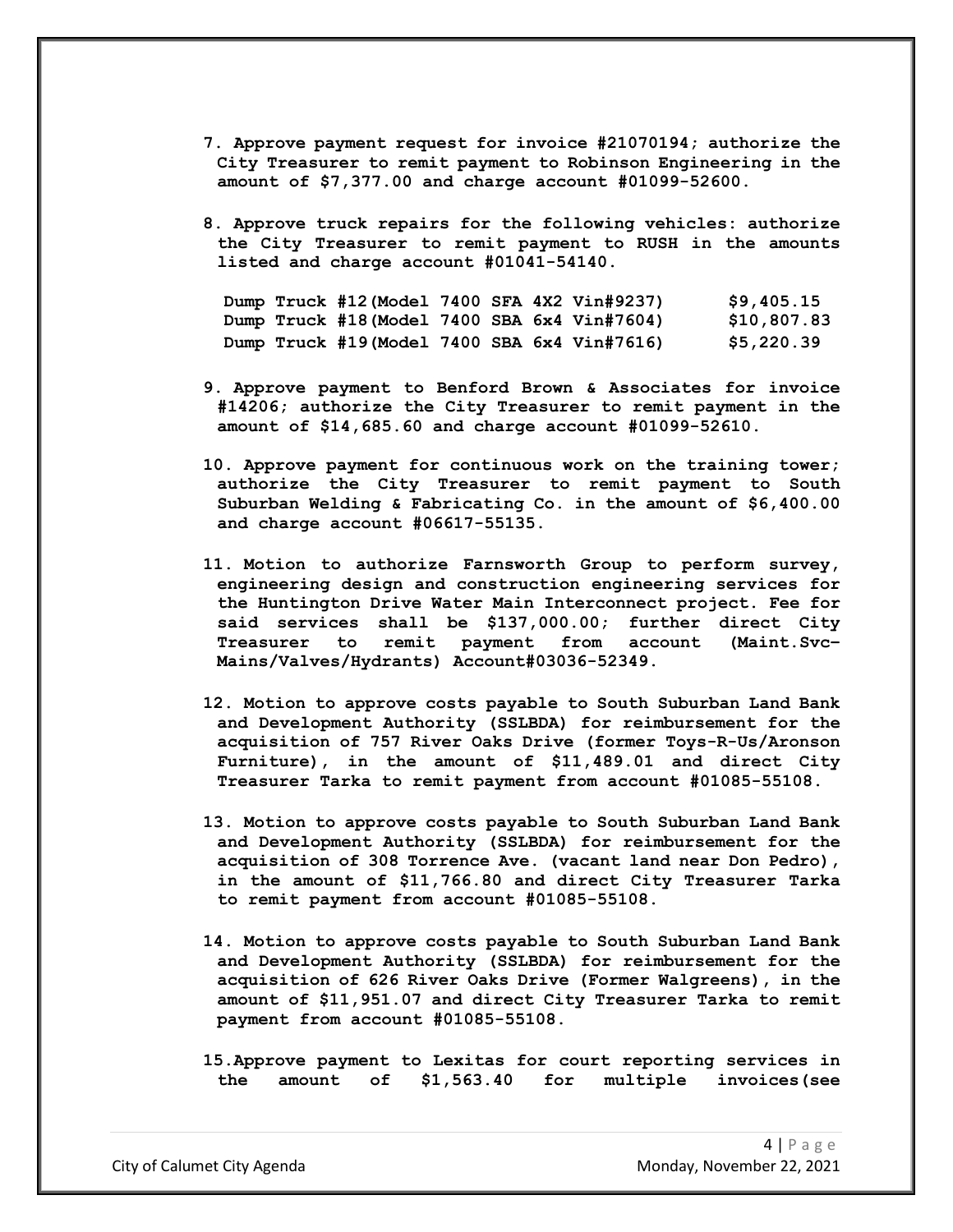7. Approve payment request for invoice #21070194; authorize the City Treasurer to remit payment to Robinson Engineering in the amount of $7,377.00 and charge account #01099-52600.

8. Approve truck repairs for the following vehicles: authorize the City Treasurer to remit payment to RUSH in the amounts listed and charge account #01041-54140.

| | |
|---|---|
| Dump Truck #12(Model 7400 SFA 4X2 Vin#9237) | $9,405.15 |
| Dump Truck #18(Model 7400 SBA 6x4 Vin#7604) | $10,807.83 |
| Dump Truck #19(Model 7400 SBA 6x4 Vin#7616) | $5,220.39 |

9. Approve payment to Benford Brown & Associates for invoice #14206; authorize the City Treasurer to remit payment in the amount of $14,685.60 and charge account #01099-52610.

10. Approve payment for continuous work on the training tower; authorize the City Treasurer to remit payment to South Suburban Welding & Fabricating Co. in the amount of $6,400.00 and charge account #06617-55135.

11. Motion to authorize Farnsworth Group to perform survey, engineering design and construction engineering services for the Huntington Drive Water Main Interconnect project. Fee for said services shall be $137,000.00; further direct City Treasurer to remit payment from account (Maint.Svc–Mains/Valves/Hydrants) Account#03036-52349.

12. Motion to approve costs payable to South Suburban Land Bank and Development Authority (SSLBDA) for reimbursement for the acquisition of 757 River Oaks Drive (former Toys-R-Us/Aronson Furniture), in the amount of $11,489.01 and direct City Treasurer Tarka to remit payment from account #01085-55108.

13. Motion to approve costs payable to South Suburban Land Bank and Development Authority (SSLBDA) for reimbursement for the acquisition of 308 Torrence Ave. (vacant land near Don Pedro), in the amount of $11,766.80 and direct City Treasurer Tarka to remit payment from account #01085-55108.

14. Motion to approve costs payable to South Suburban Land Bank and Development Authority (SSLBDA) for reimbursement for the acquisition of 626 River Oaks Drive (Former Walgreens), in the amount of $11,951.07 and direct City Treasurer Tarka to remit payment from account #01085-55108.

15. Approve payment to Lexitas for court reporting services in the amount of $1,563.40 for multiple invoices(see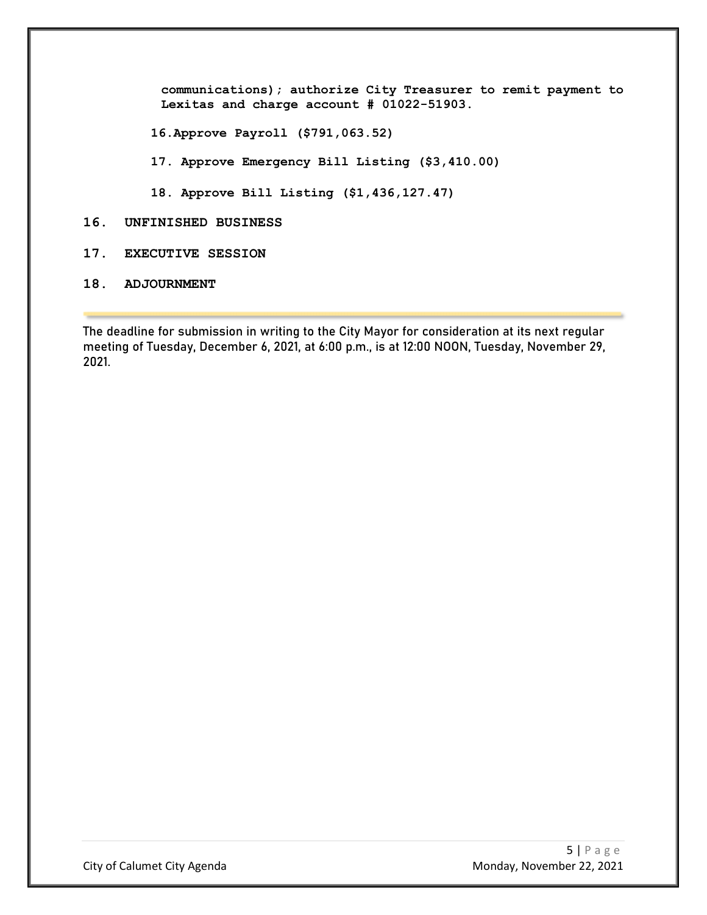communications); authorize City Treasurer to remit payment to Lexitas and charge account # 01022-51903.

16. Approve Payroll ($791,063.52)

17. Approve Emergency Bill Listing ($3,410.00)

18. Approve Bill Listing ($1,436,127.47)

**16. UNFINISHED BUSINESS**

**17. EXECUTIVE SESSION**

**18. ADJOURNMENT**

---

The deadline for submission in writing to the City Mayor for consideration at its next regular meeting of Tuesday, December 6, 2021, at 6:00 p.m., is at 12:00 NOON, Tuesday, November 29, 2021.